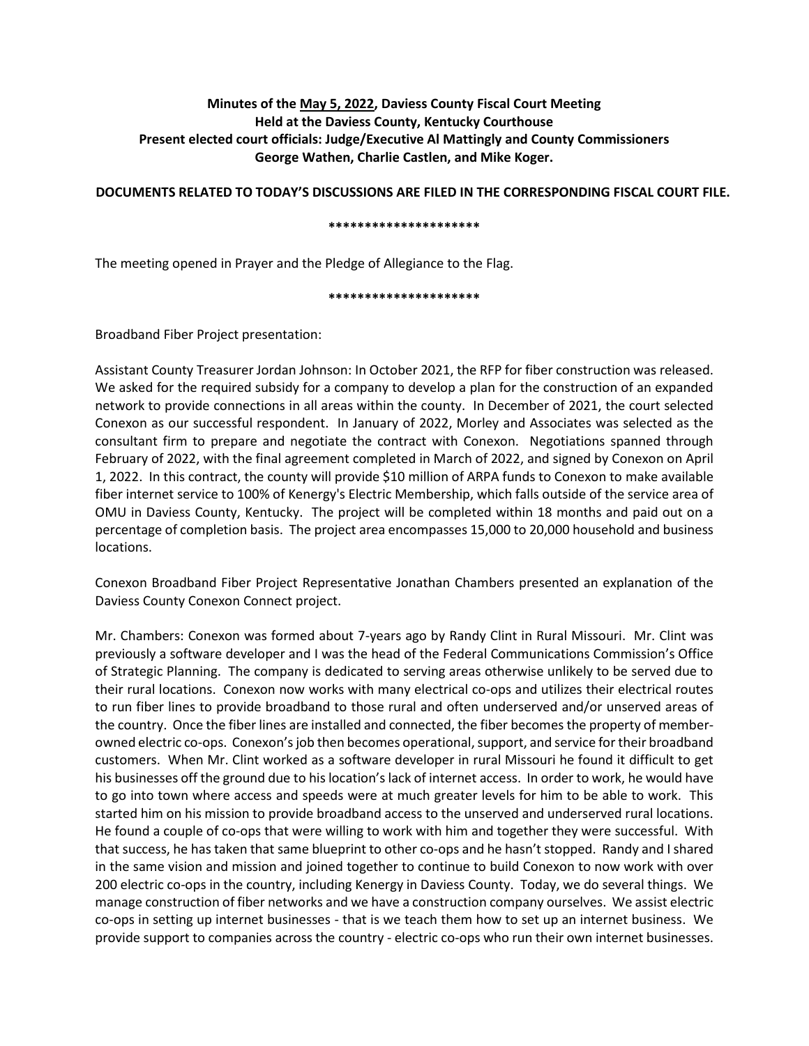**Minutes of the <u>May 5, 2022</u>, Daviess County Fiscal Court Meeting**
**Held at the Daviess County, Kentucky Courthouse**
**Present elected court officials: Judge/Executive Al Mattingly and County Commissioners George Wathen, Charlie Castlen, and Mike Koger.**

**DOCUMENTS RELATED TO TODAY'S DISCUSSIONS ARE FILED IN THE CORRESPONDING FISCAL COURT FILE.**

**********************

The meeting opened in Prayer and the Pledge of Allegiance to the Flag.

**********************

Broadband Fiber Project presentation:

Assistant County Treasurer Jordan Johnson: In October 2021, the RFP for fiber construction was released. We asked for the required subsidy for a company to develop a plan for the construction of an expanded network to provide connections in all areas within the county. In December of 2021, the court selected Conexon as our successful respondent. In January of 2022, Morley and Associates was selected as the consultant firm to prepare and negotiate the contract with Conexon. Negotiations spanned through February of 2022, with the final agreement completed in March of 2022, and signed by Conexon on April 1, 2022. In this contract, the county will provide $10 million of ARPA funds to Conexon to make available fiber internet service to 100% of Kenergy's Electric Membership, which falls outside of the service area of OMU in Daviess County, Kentucky. The project will be completed within 18 months and paid out on a percentage of completion basis. The project area encompasses 15,000 to 20,000 household and business locations.

Conexon Broadband Fiber Project Representative Jonathan Chambers presented an explanation of the Daviess County Conexon Connect project.

Mr. Chambers: Conexon was formed about 7-years ago by Randy Clint in Rural Missouri. Mr. Clint was previously a software developer and I was the head of the Federal Communications Commission's Office of Strategic Planning. The company is dedicated to serving areas otherwise unlikely to be served due to their rural locations. Conexon now works with many electrical co-ops and utilizes their electrical routes to run fiber lines to provide broadband to those rural and often underserved and/or unserved areas of the country. Once the fiber lines are installed and connected, the fiber becomes the property of member-owned electric co-ops. Conexon's job then becomes operational, support, and service for their broadband customers. When Mr. Clint worked as a software developer in rural Missouri he found it difficult to get his businesses off the ground due to his location's lack of internet access. In order to work, he would have to go into town where access and speeds were at much greater levels for him to be able to work. This started him on his mission to provide broadband access to the unserved and underserved rural locations. He found a couple of co-ops that were willing to work with him and together they were successful. With that success, he has taken that same blueprint to other co-ops and he hasn't stopped. Randy and I shared in the same vision and mission and joined together to continue to build Conexon to now work with over 200 electric co-ops in the country, including Kenergy in Daviess County. Today, we do several things. We manage construction of fiber networks and we have a construction company ourselves. We assist electric co-ops in setting up internet businesses - that is we teach them how to set up an internet business. We provide support to companies across the country - electric co-ops who run their own internet businesses.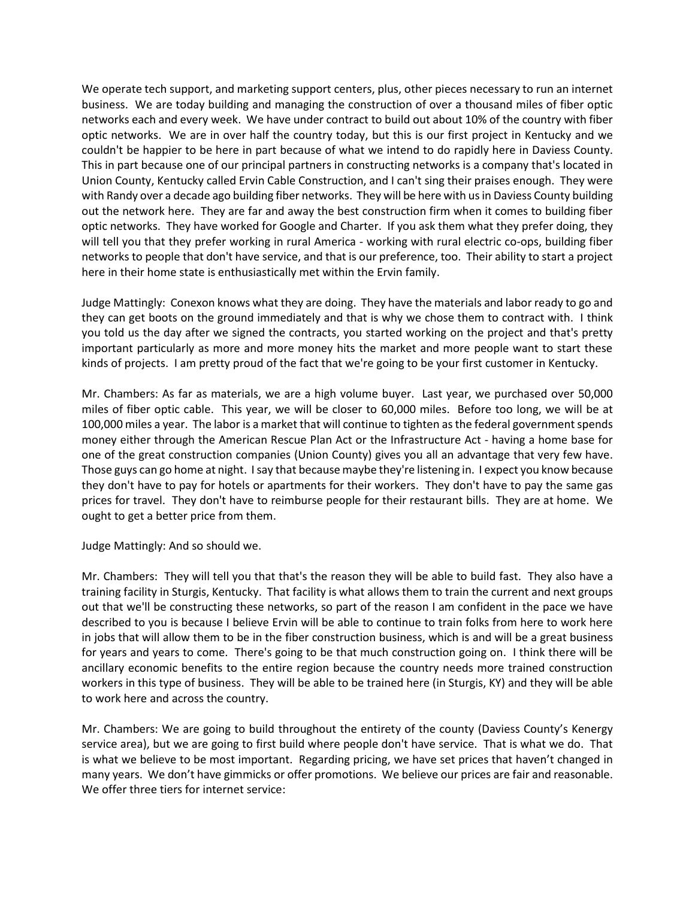We operate tech support, and marketing support centers, plus, other pieces necessary to run an internet business. We are today building and managing the construction of over a thousand miles of fiber optic networks each and every week. We have under contract to build out about 10% of the country with fiber optic networks. We are in over half the country today, but this is our first project in Kentucky and we couldn't be happier to be here in part because of what we intend to do rapidly here in Daviess County. This in part because one of our principal partners in constructing networks is a company that's located in Union County, Kentucky called Ervin Cable Construction, and I can't sing their praises enough. They were with Randy over a decade ago building fiber networks. They will be here with us in Daviess County building out the network here. They are far and away the best construction firm when it comes to building fiber optic networks. They have worked for Google and Charter. If you ask them what they prefer doing, they will tell you that they prefer working in rural America - working with rural electric co-ops, building fiber networks to people that don't have service, and that is our preference, too. Their ability to start a project here in their home state is enthusiastically met within the Ervin family.

Judge Mattingly: Conexon knows what they are doing. They have the materials and labor ready to go and they can get boots on the ground immediately and that is why we chose them to contract with. I think you told us the day after we signed the contracts, you started working on the project and that's pretty important particularly as more and more money hits the market and more people want to start these kinds of projects. I am pretty proud of the fact that we're going to be your first customer in Kentucky.

Mr. Chambers: As far as materials, we are a high volume buyer. Last year, we purchased over 50,000 miles of fiber optic cable. This year, we will be closer to 60,000 miles. Before too long, we will be at 100,000 miles a year. The labor is a market that will continue to tighten as the federal government spends money either through the American Rescue Plan Act or the Infrastructure Act - having a home base for one of the great construction companies (Union County) gives you all an advantage that very few have. Those guys can go home at night. I say that because maybe they're listening in. I expect you know because they don't have to pay for hotels or apartments for their workers. They don't have to pay the same gas prices for travel. They don't have to reimburse people for their restaurant bills. They are at home. We ought to get a better price from them.

Judge Mattingly: And so should we.

Mr. Chambers: They will tell you that that's the reason they will be able to build fast. They also have a training facility in Sturgis, Kentucky. That facility is what allows them to train the current and next groups out that we'll be constructing these networks, so part of the reason I am confident in the pace we have described to you is because I believe Ervin will be able to continue to train folks from here to work here in jobs that will allow them to be in the fiber construction business, which is and will be a great business for years and years to come. There's going to be that much construction going on. I think there will be ancillary economic benefits to the entire region because the country needs more trained construction workers in this type of business. They will be able to be trained here (in Sturgis, KY) and they will be able to work here and across the country.

Mr. Chambers: We are going to build throughout the entirety of the county (Daviess County's Kenergy service area), but we are going to first build where people don't have service. That is what we do. That is what we believe to be most important. Regarding pricing, we have set prices that haven't changed in many years. We don't have gimmicks or offer promotions. We believe our prices are fair and reasonable. We offer three tiers for internet service: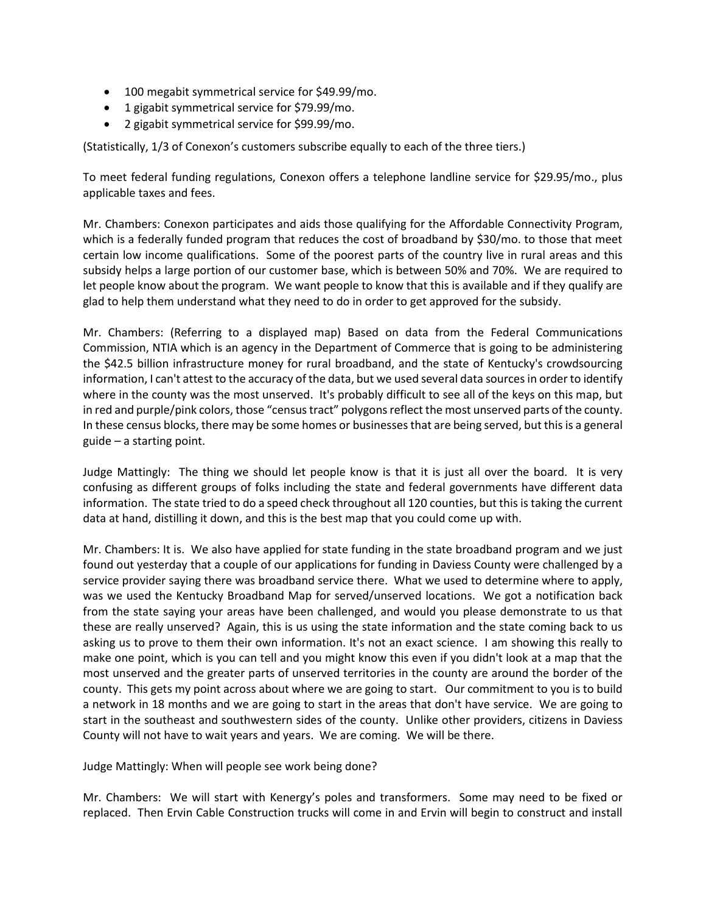- 100 megabit symmetrical service for $49.99/mo.
- 1 gigabit symmetrical service for $79.99/mo.
- 2 gigabit symmetrical service for $99.99/mo.

(Statistically, 1/3 of Conexon's customers subscribe equally to each of the three tiers.)

To meet federal funding regulations, Conexon offers a telephone landline service for $29.95/mo., plus applicable taxes and fees.

Mr. Chambers: Conexon participates and aids those qualifying for the Affordable Connectivity Program, which is a federally funded program that reduces the cost of broadband by $30/mo. to those that meet certain low income qualifications. Some of the poorest parts of the country live in rural areas and this subsidy helps a large portion of our customer base, which is between 50% and 70%. We are required to let people know about the program. We want people to know that this is available and if they qualify are glad to help them understand what they need to do in order to get approved for the subsidy.

Mr. Chambers: (Referring to a displayed map) Based on data from the Federal Communications Commission, NTIA which is an agency in the Department of Commerce that is going to be administering the $42.5 billion infrastructure money for rural broadband, and the state of Kentucky's crowdsourcing information, I can't attest to the accuracy of the data, but we used several data sources in order to identify where in the county was the most unserved. It's probably difficult to see all of the keys on this map, but in red and purple/pink colors, those "census tract" polygons reflect the most unserved parts of the county. In these census blocks, there may be some homes or businesses that are being served, but this is a general guide – a starting point.

Judge Mattingly: The thing we should let people know is that it is just all over the board. It is very confusing as different groups of folks including the state and federal governments have different data information. The state tried to do a speed check throughout all 120 counties, but this is taking the current data at hand, distilling it down, and this is the best map that you could come up with.

Mr. Chambers: It is. We also have applied for state funding in the state broadband program and we just found out yesterday that a couple of our applications for funding in Daviess County were challenged by a service provider saying there was broadband service there. What we used to determine where to apply, was we used the Kentucky Broadband Map for served/unserved locations. We got a notification back from the state saying your areas have been challenged, and would you please demonstrate to us that these are really unserved? Again, this is us using the state information and the state coming back to us asking us to prove to them their own information. It's not an exact science. I am showing this really to make one point, which is you can tell and you might know this even if you didn't look at a map that the most unserved and the greater parts of unserved territories in the county are around the border of the county. This gets my point across about where we are going to start. Our commitment to you is to build a network in 18 months and we are going to start in the areas that don't have service. We are going to start in the southeast and southwestern sides of the county. Unlike other providers, citizens in Daviess County will not have to wait years and years. We are coming. We will be there.

Judge Mattingly: When will people see work being done?

Mr. Chambers: We will start with Kenergy's poles and transformers. Some may need to be fixed or replaced. Then Ervin Cable Construction trucks will come in and Ervin will begin to construct and install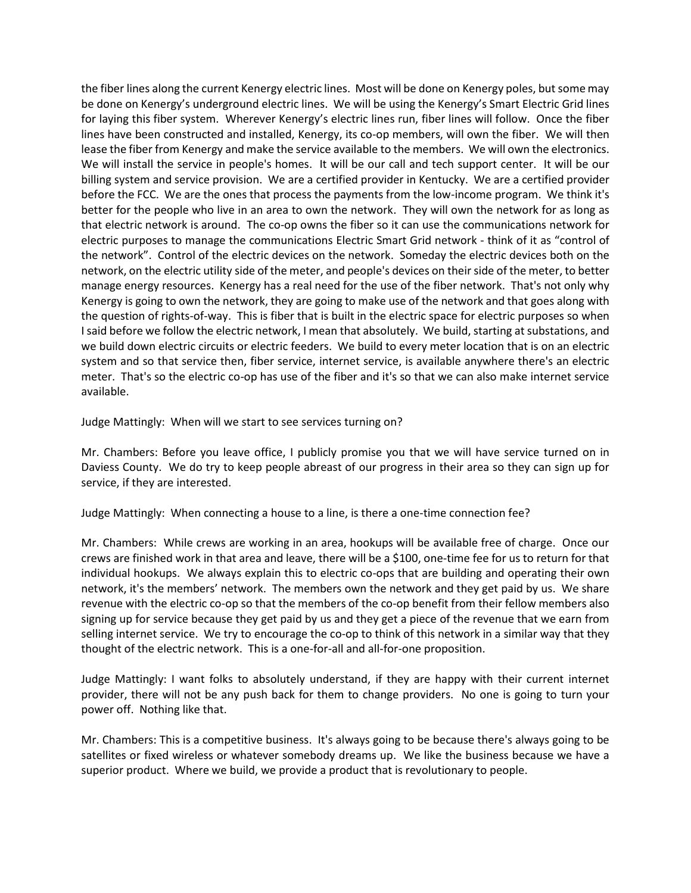the fiber lines along the current Kenergy electric lines. Most will be done on Kenergy poles, but some may be done on Kenergy's underground electric lines. We will be using the Kenergy's Smart Electric Grid lines for laying this fiber system. Wherever Kenergy's electric lines run, fiber lines will follow. Once the fiber lines have been constructed and installed, Kenergy, its co-op members, will own the fiber. We will then lease the fiber from Kenergy and make the service available to the members. We will own the electronics. We will install the service in people's homes. It will be our call and tech support center. It will be our billing system and service provision. We are a certified provider in Kentucky. We are a certified provider before the FCC. We are the ones that process the payments from the low-income program. We think it's better for the people who live in an area to own the network. They will own the network for as long as that electric network is around. The co-op owns the fiber so it can use the communications network for electric purposes to manage the communications Electric Smart Grid network - think of it as "control of the network". Control of the electric devices on the network. Someday the electric devices both on the network, on the electric utility side of the meter, and people's devices on their side of the meter, to better manage energy resources. Kenergy has a real need for the use of the fiber network. That's not only why Kenergy is going to own the network, they are going to make use of the network and that goes along with the question of rights-of-way. This is fiber that is built in the electric space for electric purposes so when I said before we follow the electric network, I mean that absolutely. We build, starting at substations, and we build down electric circuits or electric feeders. We build to every meter location that is on an electric system and so that service then, fiber service, internet service, is available anywhere there's an electric meter. That's so the electric co-op has use of the fiber and it's so that we can also make internet service available.

Judge Mattingly: When will we start to see services turning on?

Mr. Chambers: Before you leave office, I publicly promise you that we will have service turned on in Daviess County. We do try to keep people abreast of our progress in their area so they can sign up for service, if they are interested.

Judge Mattingly: When connecting a house to a line, is there a one-time connection fee?

Mr. Chambers: While crews are working in an area, hookups will be available free of charge. Once our crews are finished work in that area and leave, there will be a $100, one-time fee for us to return for that individual hookups. We always explain this to electric co-ops that are building and operating their own network, it's the members' network. The members own the network and they get paid by us. We share revenue with the electric co-op so that the members of the co-op benefit from their fellow members also signing up for service because they get paid by us and they get a piece of the revenue that we earn from selling internet service. We try to encourage the co-op to think of this network in a similar way that they thought of the electric network. This is a one-for-all and all-for-one proposition.

Judge Mattingly: I want folks to absolutely understand, if they are happy with their current internet provider, there will not be any push back for them to change providers. No one is going to turn your power off. Nothing like that.

Mr. Chambers: This is a competitive business. It's always going to be because there's always going to be satellites or fixed wireless or whatever somebody dreams up. We like the business because we have a superior product. Where we build, we provide a product that is revolutionary to people.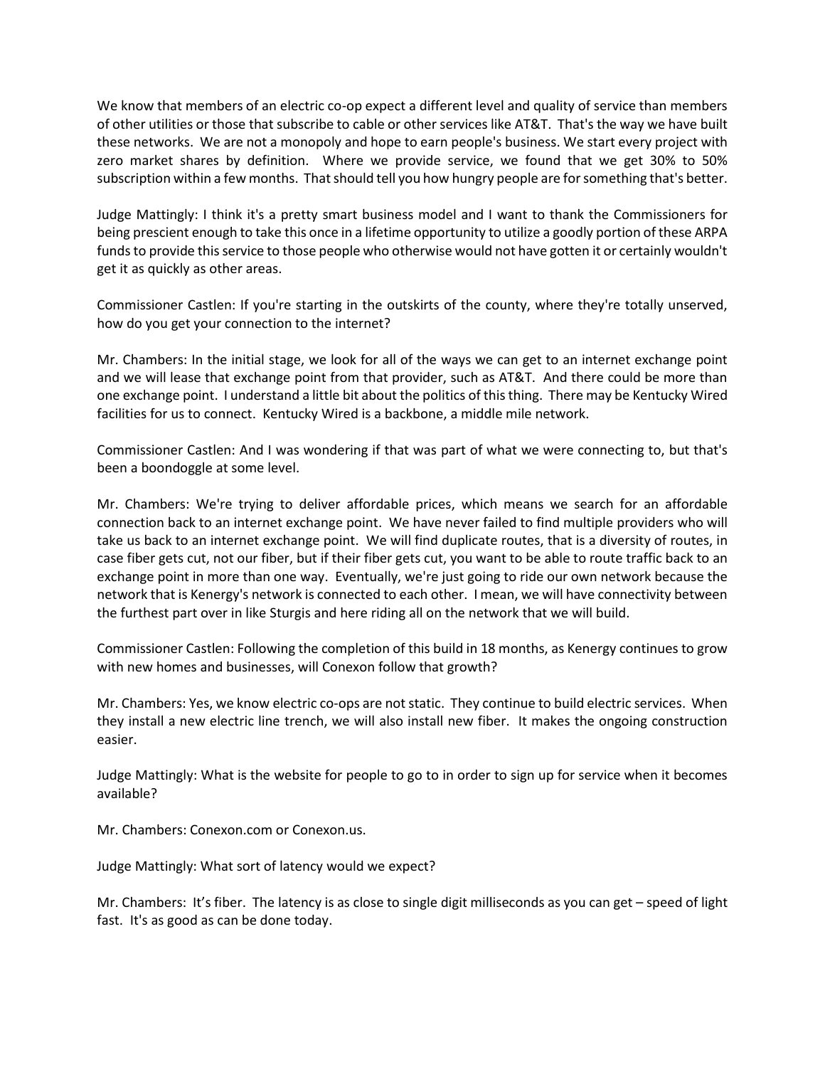We know that members of an electric co-op expect a different level and quality of service than members of other utilities or those that subscribe to cable or other services like AT&T. That's the way we have built these networks. We are not a monopoly and hope to earn people's business. We start every project with zero market shares by definition. Where we provide service, we found that we get 30% to 50% subscription within a few months. That should tell you how hungry people are for something that's better.

Judge Mattingly: I think it's a pretty smart business model and I want to thank the Commissioners for being prescient enough to take this once in a lifetime opportunity to utilize a goodly portion of these ARPA funds to provide this service to those people who otherwise would not have gotten it or certainly wouldn't get it as quickly as other areas.

Commissioner Castlen: If you're starting in the outskirts of the county, where they're totally unserved, how do you get your connection to the internet?

Mr. Chambers: In the initial stage, we look for all of the ways we can get to an internet exchange point and we will lease that exchange point from that provider, such as AT&T. And there could be more than one exchange point. I understand a little bit about the politics of this thing. There may be Kentucky Wired facilities for us to connect. Kentucky Wired is a backbone, a middle mile network.

Commissioner Castlen: And I was wondering if that was part of what we were connecting to, but that's been a boondoggle at some level.

Mr. Chambers: We're trying to deliver affordable prices, which means we search for an affordable connection back to an internet exchange point. We have never failed to find multiple providers who will take us back to an internet exchange point. We will find duplicate routes, that is a diversity of routes, in case fiber gets cut, not our fiber, but if their fiber gets cut, you want to be able to route traffic back to an exchange point in more than one way. Eventually, we're just going to ride our own network because the network that is Kenergy's network is connected to each other. I mean, we will have connectivity between the furthest part over in like Sturgis and here riding all on the network that we will build.

Commissioner Castlen: Following the completion of this build in 18 months, as Kenergy continues to grow with new homes and businesses, will Conexon follow that growth?

Mr. Chambers: Yes, we know electric co-ops are not static. They continue to build electric services. When they install a new electric line trench, we will also install new fiber. It makes the ongoing construction easier.

Judge Mattingly: What is the website for people to go to in order to sign up for service when it becomes available?

Mr. Chambers: Conexon.com or Conexon.us.

Judge Mattingly: What sort of latency would we expect?

Mr. Chambers: It's fiber. The latency is as close to single digit milliseconds as you can get – speed of light fast. It's as good as can be done today.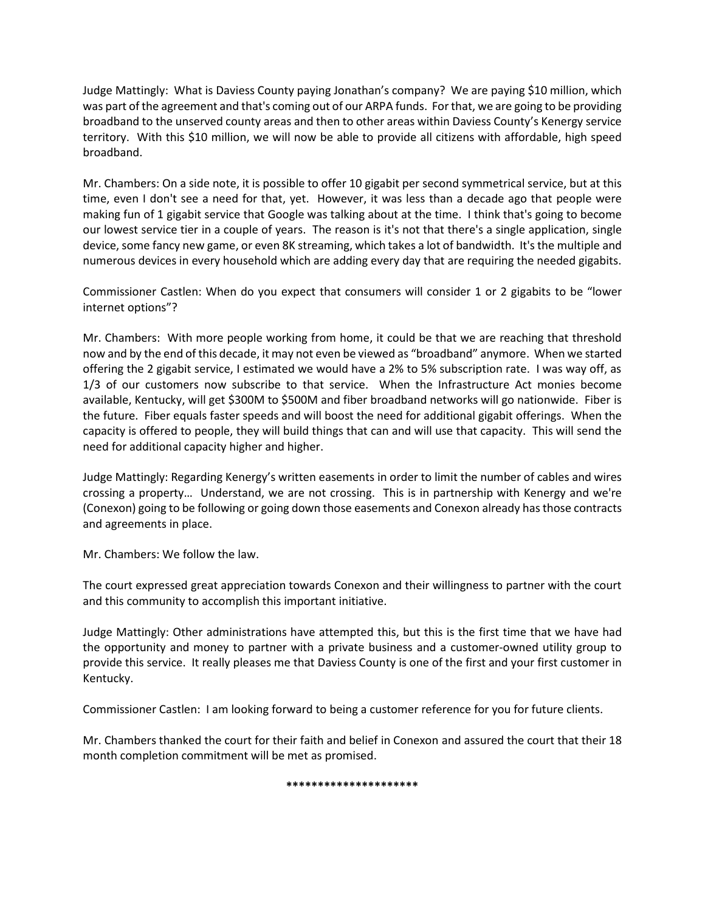Judge Mattingly: What is Daviess County paying Jonathan's company? We are paying $10 million, which was part of the agreement and that's coming out of our ARPA funds. For that, we are going to be providing broadband to the unserved county areas and then to other areas within Daviess County's Kenergy service territory. With this $10 million, we will now be able to provide all citizens with affordable, high speed broadband.

Mr. Chambers: On a side note, it is possible to offer 10 gigabit per second symmetrical service, but at this time, even I don't see a need for that, yet. However, it was less than a decade ago that people were making fun of 1 gigabit service that Google was talking about at the time. I think that's going to become our lowest service tier in a couple of years. The reason is it's not that there's a single application, single device, some fancy new game, or even 8K streaming, which takes a lot of bandwidth. It's the multiple and numerous devices in every household which are adding every day that are requiring the needed gigabits.

Commissioner Castlen: When do you expect that consumers will consider 1 or 2 gigabits to be "lower internet options"?

Mr. Chambers: With more people working from home, it could be that we are reaching that threshold now and by the end of this decade, it may not even be viewed as "broadband" anymore. When we started offering the 2 gigabit service, I estimated we would have a 2% to 5% subscription rate. I was way off, as 1/3 of our customers now subscribe to that service. When the Infrastructure Act monies become available, Kentucky, will get $300M to $500M and fiber broadband networks will go nationwide. Fiber is the future. Fiber equals faster speeds and will boost the need for additional gigabit offerings. When the capacity is offered to people, they will build things that can and will use that capacity. This will send the need for additional capacity higher and higher.

Judge Mattingly: Regarding Kenergy's written easements in order to limit the number of cables and wires crossing a property… Understand, we are not crossing. This is in partnership with Kenergy and we're (Conexon) going to be following or going down those easements and Conexon already has those contracts and agreements in place.

Mr. Chambers: We follow the law.

The court expressed great appreciation towards Conexon and their willingness to partner with the court and this community to accomplish this important initiative.

Judge Mattingly: Other administrations have attempted this, but this is the first time that we have had the opportunity and money to partner with a private business and a customer-owned utility group to provide this service. It really pleases me that Daviess County is one of the first and your first customer in Kentucky.

Commissioner Castlen: I am looking forward to being a customer reference for you for future clients.

Mr. Chambers thanked the court for their faith and belief in Conexon and assured the court that their 18 month completion commitment will be met as promised.

*********************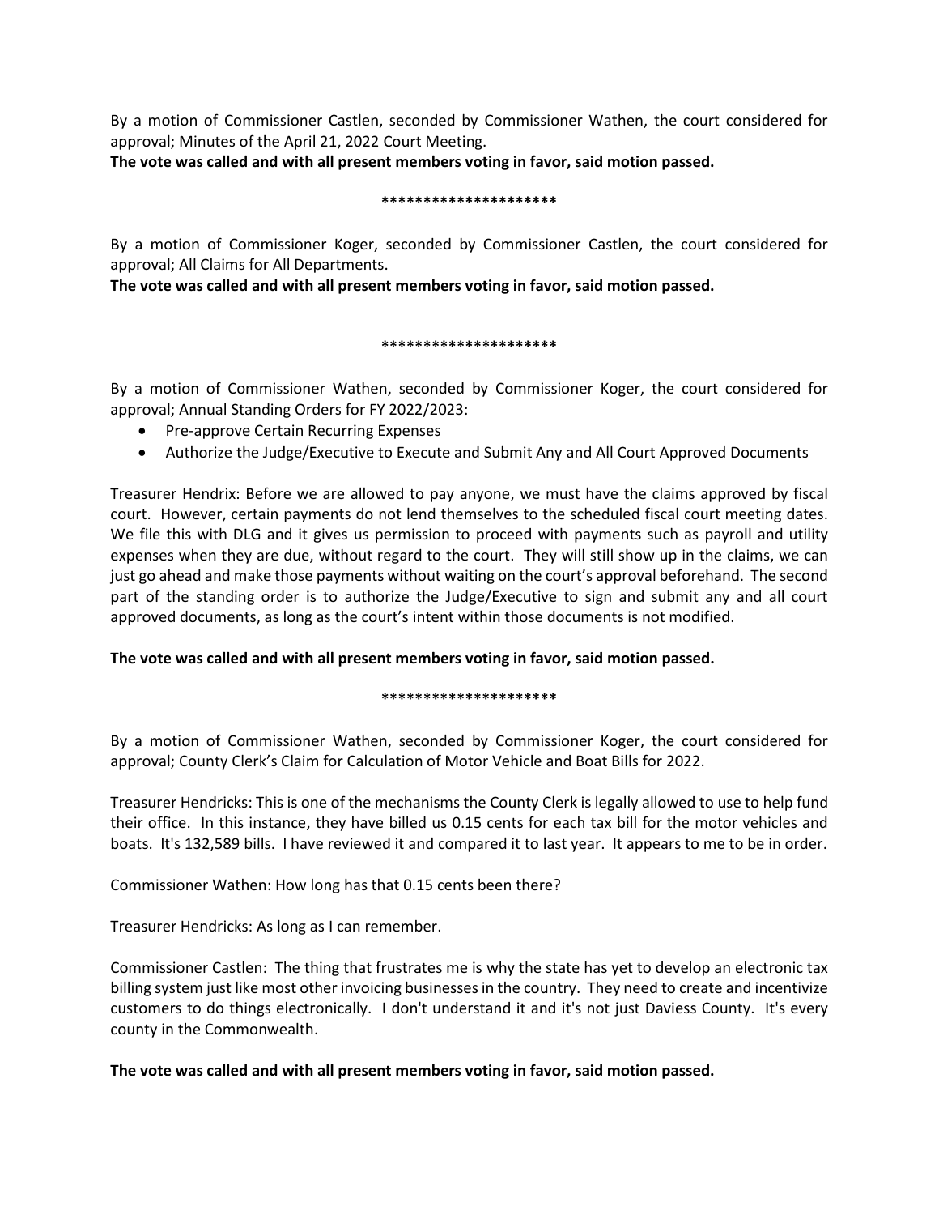By a motion of Commissioner Castlen, seconded by Commissioner Wathen, the court considered for approval; Minutes of the April 21, 2022 Court Meeting.

**The vote was called and with all present members voting in favor, said motion passed.**

**********************

By a motion of Commissioner Koger, seconded by Commissioner Castlen, the court considered for approval; All Claims for All Departments.

**The vote was called and with all present members voting in favor, said motion passed.**

**********************

By a motion of Commissioner Wathen, seconded by Commissioner Koger, the court considered for approval; Annual Standing Orders for FY 2022/2023:

- Pre-approve Certain Recurring Expenses
- Authorize the Judge/Executive to Execute and Submit Any and All Court Approved Documents

Treasurer Hendrix: Before we are allowed to pay anyone, we must have the claims approved by fiscal court. However, certain payments do not lend themselves to the scheduled fiscal court meeting dates. We file this with DLG and it gives us permission to proceed with payments such as payroll and utility expenses when they are due, without regard to the court. They will still show up in the claims, we can just go ahead and make those payments without waiting on the court's approval beforehand. The second part of the standing order is to authorize the Judge/Executive to sign and submit any and all court approved documents, as long as the court's intent within those documents is not modified.

**The vote was called and with all present members voting in favor, said motion passed.**

**********************

By a motion of Commissioner Wathen, seconded by Commissioner Koger, the court considered for approval; County Clerk's Claim for Calculation of Motor Vehicle and Boat Bills for 2022.

Treasurer Hendricks: This is one of the mechanisms the County Clerk is legally allowed to use to help fund their office. In this instance, they have billed us 0.15 cents for each tax bill for the motor vehicles and boats. It's 132,589 bills. I have reviewed it and compared it to last year. It appears to me to be in order.

Commissioner Wathen: How long has that 0.15 cents been there?

Treasurer Hendricks: As long as I can remember.

Commissioner Castlen: The thing that frustrates me is why the state has yet to develop an electronic tax billing system just like most other invoicing businesses in the country. They need to create and incentivize customers to do things electronically. I don't understand it and it's not just Daviess County. It's every county in the Commonwealth.

**The vote was called and with all present members voting in favor, said motion passed.**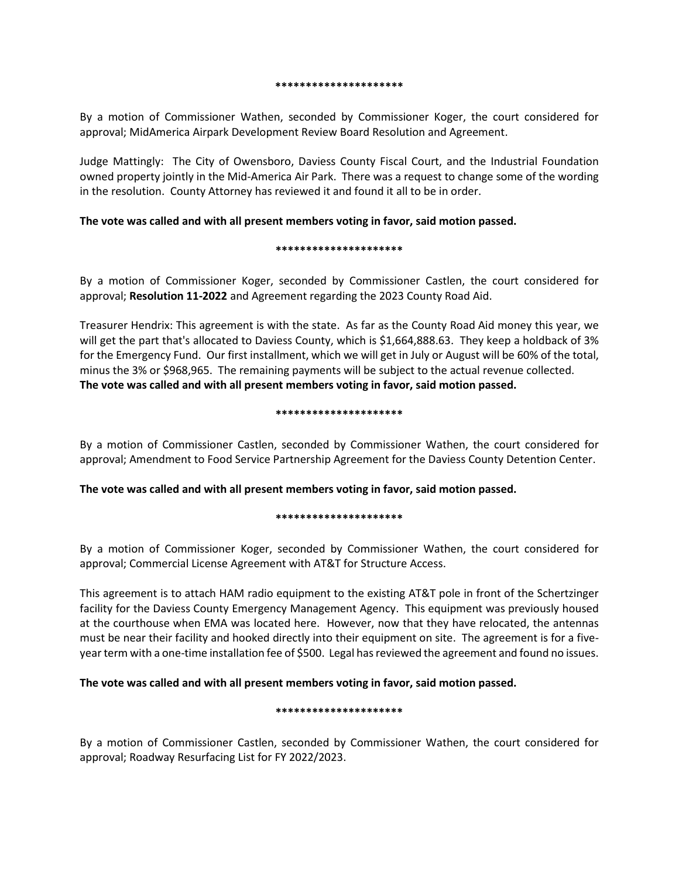*********************

By a motion of Commissioner Wathen, seconded by Commissioner Koger, the court considered for approval; MidAmerica Airpark Development Review Board Resolution and Agreement.

Judge Mattingly: The City of Owensboro, Daviess County Fiscal Court, and the Industrial Foundation owned property jointly in the Mid-America Air Park. There was a request to change some of the wording in the resolution. County Attorney has reviewed it and found it all to be in order.

**The vote was called and with all present members voting in favor, said motion passed.**

*********************

By a motion of Commissioner Koger, seconded by Commissioner Castlen, the court considered for approval; **Resolution 11-2022** and Agreement regarding the 2023 County Road Aid.

Treasurer Hendrix: This agreement is with the state. As far as the County Road Aid money this year, we will get the part that's allocated to Daviess County, which is $1,664,888.63. They keep a holdback of 3% for the Emergency Fund. Our first installment, which we will get in July or August will be 60% of the total, minus the 3% or $968,965. The remaining payments will be subject to the actual revenue collected.

**The vote was called and with all present members voting in favor, said motion passed.**

*********************

By a motion of Commissioner Castlen, seconded by Commissioner Wathen, the court considered for approval; Amendment to Food Service Partnership Agreement for the Daviess County Detention Center.

**The vote was called and with all present members voting in favor, said motion passed.**

*********************

By a motion of Commissioner Koger, seconded by Commissioner Wathen, the court considered for approval; Commercial License Agreement with AT&T for Structure Access.

This agreement is to attach HAM radio equipment to the existing AT&T pole in front of the Schertzinger facility for the Daviess County Emergency Management Agency. This equipment was previously housed at the courthouse when EMA was located here. However, now that they have relocated, the antennas must be near their facility and hooked directly into their equipment on site. The agreement is for a five-year term with a one-time installation fee of $500. Legal has reviewed the agreement and found no issues.

**The vote was called and with all present members voting in favor, said motion passed.**

*********************

By a motion of Commissioner Castlen, seconded by Commissioner Wathen, the court considered for approval; Roadway Resurfacing List for FY 2022/2023.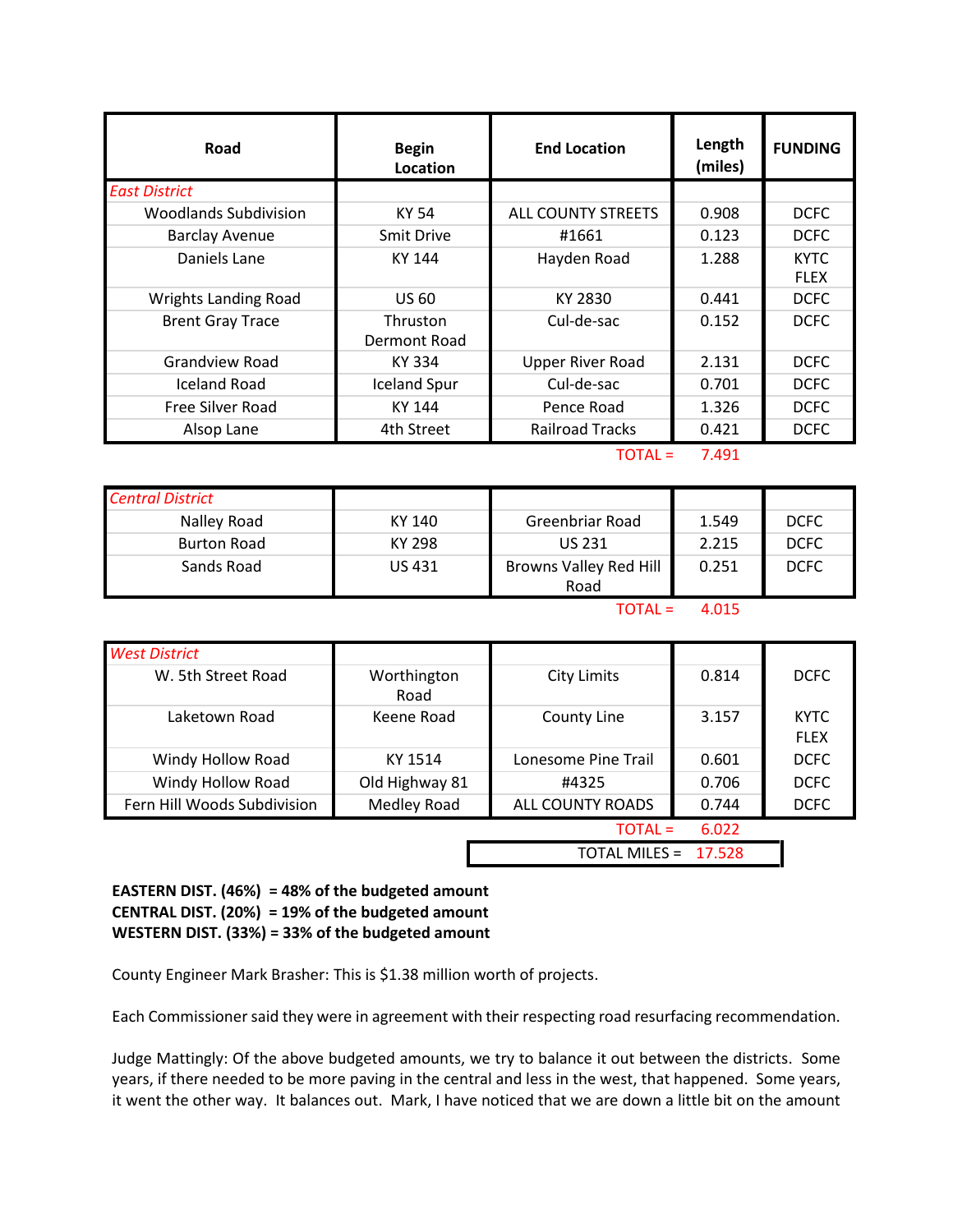| Road | Begin Location | End Location | Length (miles) | FUNDING |
|---|---|---|---|---|
| *East District* | | | | |
| Woodlands Subdivision | KY 54 | ALL COUNTY STREETS | 0.908 | DCFC |
| Barclay Avenue | Smit Drive | #1661 | 0.123 | DCFC |
| Daniels Lane | KY 144 | Hayden Road | 1.288 | KYTC FLEX |
| Wrights Landing Road | US 60 | KY 2830 | 0.441 | DCFC |
| Brent Gray Trace | Thruston Dermont Road | Cul-de-sac | 0.152 | DCFC |
| Grandview Road | KY 334 | Upper River Road | 2.131 | DCFC |
| Iceland Road | Iceland Spur | Cul-de-sac | 0.701 | DCFC |
| Free Silver Road | KY 144 | Pence Road | 1.326 | DCFC |
| Alsop Lane | 4th Street | Railroad Tracks | 0.421 | DCFC |
| | | TOTAL = | 7.491 | |
| *Central District* | | | | |
| Nalley Road | KY 140 | Greenbriar Road | 1.549 | DCFC |
| Burton Road | KY 298 | US 231 | 2.215 | DCFC |
| Sands Road | US 431 | Browns Valley Red Hill Road | 0.251 | DCFC |
| | | TOTAL = | 4.015 | |
| *West District* | | | | |
| W. 5th Street Road | Worthington Road | City Limits | 0.814 | DCFC |
| Laketown Road | Keene Road | County Line | 3.157 | KYTC FLEX |
| Windy Hollow Road | KY 1514 | Lonesome Pine Trail | 0.601 | DCFC |
| Windy Hollow Road | Old Highway 81 | #4325 | 0.706 | DCFC |
| Fern Hill Woods Subdivision | Medley Road | ALL COUNTY ROADS | 0.744 | DCFC |
| | | TOTAL = | 6.022 | |
| | | TOTAL MILES = | 17.528 | |

**EASTERN DIST. (46%) = 48% of the budgeted amount**
**CENTRAL DIST. (20%) = 19% of the budgeted amount**
**WESTERN DIST. (33%) = 33% of the budgeted amount**

County Engineer Mark Brasher: This is $1.38 million worth of projects.

Each Commissioner said they were in agreement with their respecting road resurfacing recommendation.

Judge Mattingly: Of the above budgeted amounts, we try to balance it out between the districts. Some years, if there needed to be more paving in the central and less in the west, that happened. Some years, it went the other way. It balances out. Mark, I have noticed that we are down a little bit on the amount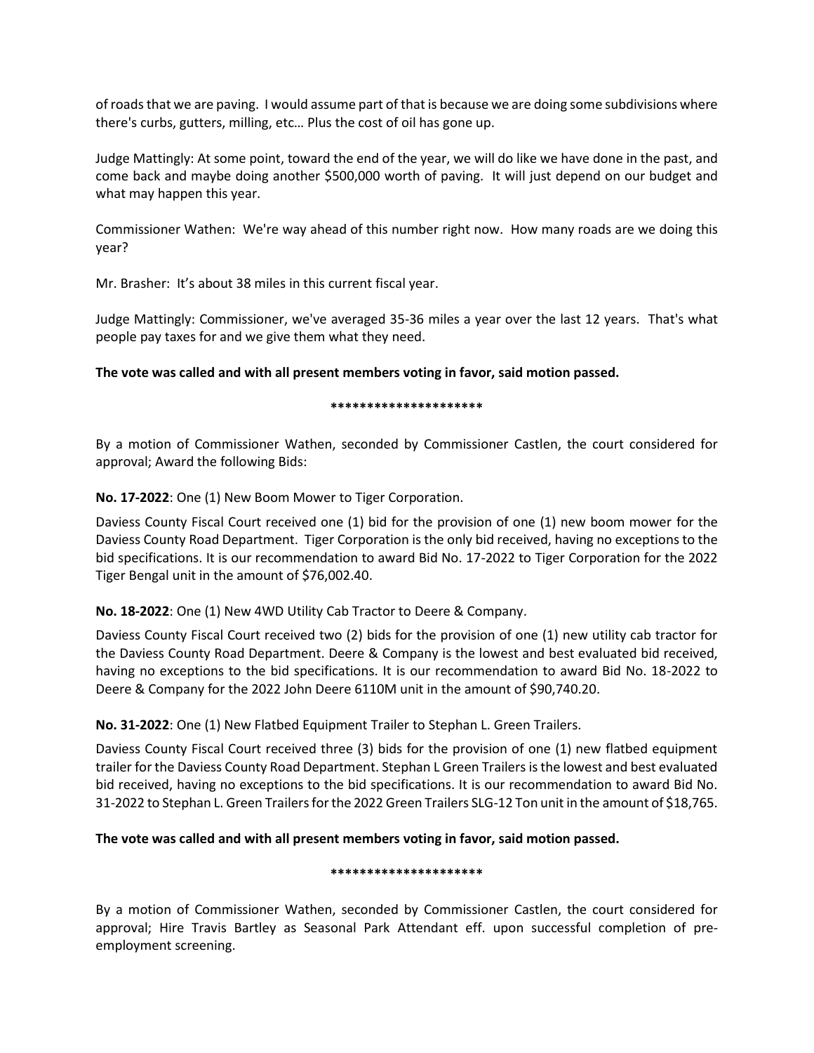of roads that we are paving. I would assume part of that is because we are doing some subdivisions where there's curbs, gutters, milling, etc… Plus the cost of oil has gone up.

Judge Mattingly: At some point, toward the end of the year, we will do like we have done in the past, and come back and maybe doing another $500,000 worth of paving. It will just depend on our budget and what may happen this year.

Commissioner Wathen: We're way ahead of this number right now. How many roads are we doing this year?

Mr. Brasher: It's about 38 miles in this current fiscal year.

Judge Mattingly: Commissioner, we've averaged 35-36 miles a year over the last 12 years. That's what people pay taxes for and we give them what they need.

**The vote was called and with all present members voting in favor, said motion passed.**

*********************

By a motion of Commissioner Wathen, seconded by Commissioner Castlen, the court considered for approval; Award the following Bids:

**No. 17-2022**: One (1) New Boom Mower to Tiger Corporation.

Daviess County Fiscal Court received one (1) bid for the provision of one (1) new boom mower for the Daviess County Road Department. Tiger Corporation is the only bid received, having no exceptions to the bid specifications. It is our recommendation to award Bid No. 17-2022 to Tiger Corporation for the 2022 Tiger Bengal unit in the amount of $76,002.40.

**No. 18-2022**: One (1) New 4WD Utility Cab Tractor to Deere & Company.

Daviess County Fiscal Court received two (2) bids for the provision of one (1) new utility cab tractor for the Daviess County Road Department. Deere & Company is the lowest and best evaluated bid received, having no exceptions to the bid specifications. It is our recommendation to award Bid No. 18-2022 to Deere & Company for the 2022 John Deere 6110M unit in the amount of $90,740.20.

**No. 31-2022**: One (1) New Flatbed Equipment Trailer to Stephan L. Green Trailers.

Daviess County Fiscal Court received three (3) bids for the provision of one (1) new flatbed equipment trailer for the Daviess County Road Department. Stephan L Green Trailers is the lowest and best evaluated bid received, having no exceptions to the bid specifications. It is our recommendation to award Bid No. 31-2022 to Stephan L. Green Trailers for the 2022 Green Trailers SLG-12 Ton unit in the amount of $18,765.

**The vote was called and with all present members voting in favor, said motion passed.**

*********************

By a motion of Commissioner Wathen, seconded by Commissioner Castlen, the court considered for approval; Hire Travis Bartley as Seasonal Park Attendant eff. upon successful completion of pre-employment screening.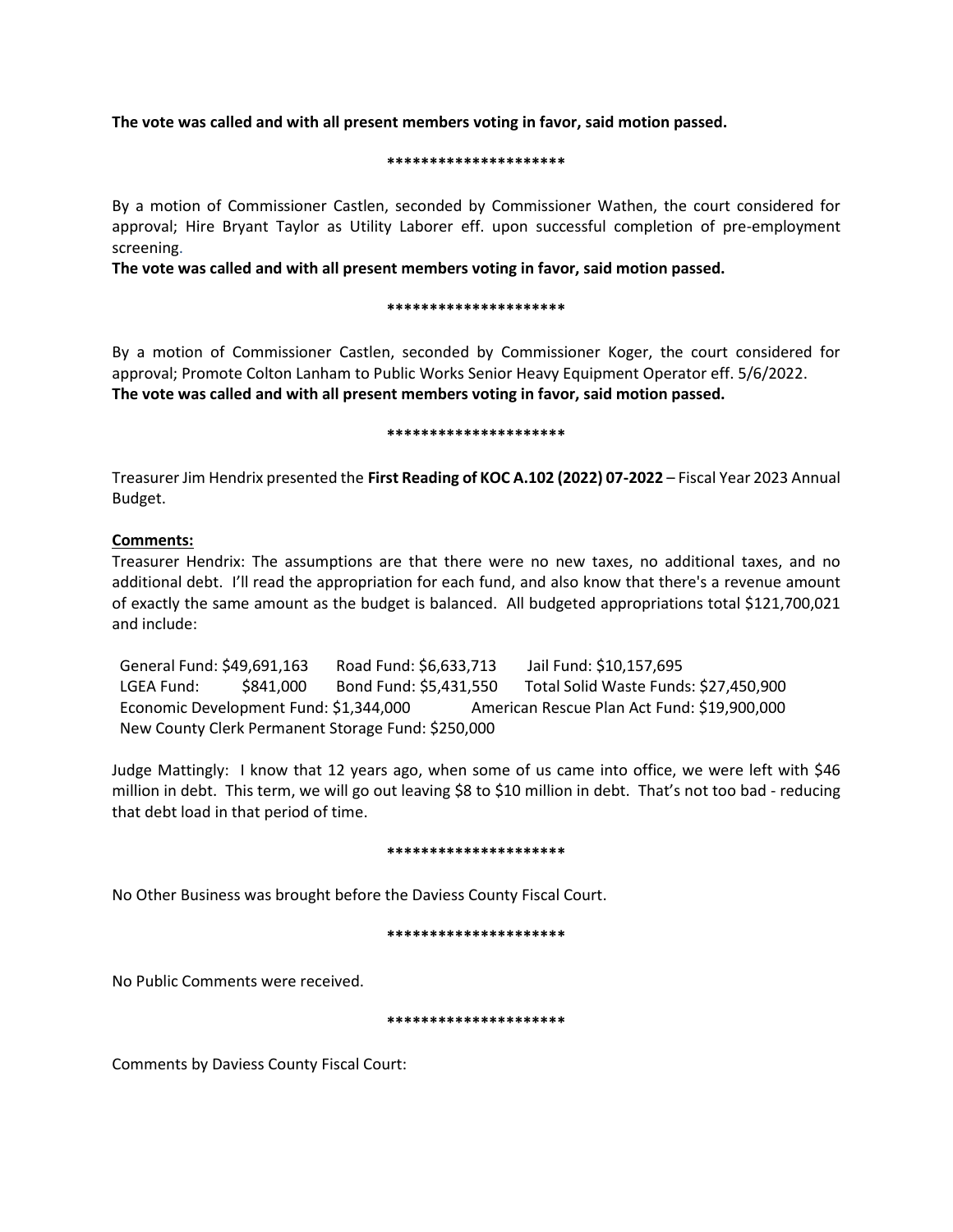**The vote was called and with all present members voting in favor, said motion passed.**

*********************

By a motion of Commissioner Castlen, seconded by Commissioner Wathen, the court considered for approval; Hire Bryant Taylor as Utility Laborer eff. upon successful completion of pre-employment screening.

**The vote was called and with all present members voting in favor, said motion passed.**

*********************

By a motion of Commissioner Castlen, seconded by Commissioner Koger, the court considered for approval; Promote Colton Lanham to Public Works Senior Heavy Equipment Operator eff. 5/6/2022.

**The vote was called and with all present members voting in favor, said motion passed.**

*********************

Treasurer Jim Hendrix presented the **First Reading of KOC A.102 (2022) 07-2022** – Fiscal Year 2023 Annual Budget.

**Comments:**

Treasurer Hendrix: The assumptions are that there were no new taxes, no additional taxes, and no additional debt. I'll read the appropriation for each fund, and also know that there's a revenue amount of exactly the same amount as the budget is balanced. All budgeted appropriations total $121,700,021 and include:

General Fund: $49,691,163    Road Fund: $6,633,713    Jail Fund: $10,157,695
LGEA Fund: $841,000    Bond Fund: $5,431,550    Total Solid Waste Funds: $27,450,900
Economic Development Fund: $1,344,000    American Rescue Plan Act Fund: $19,900,000
New County Clerk Permanent Storage Fund: $250,000

Judge Mattingly: I know that 12 years ago, when some of us came into office, we were left with $46 million in debt. This term, we will go out leaving $8 to $10 million in debt. That's not too bad - reducing that debt load in that period of time.

*********************

No Other Business was brought before the Daviess County Fiscal Court.

*********************

No Public Comments were received.

*********************

Comments by Daviess County Fiscal Court: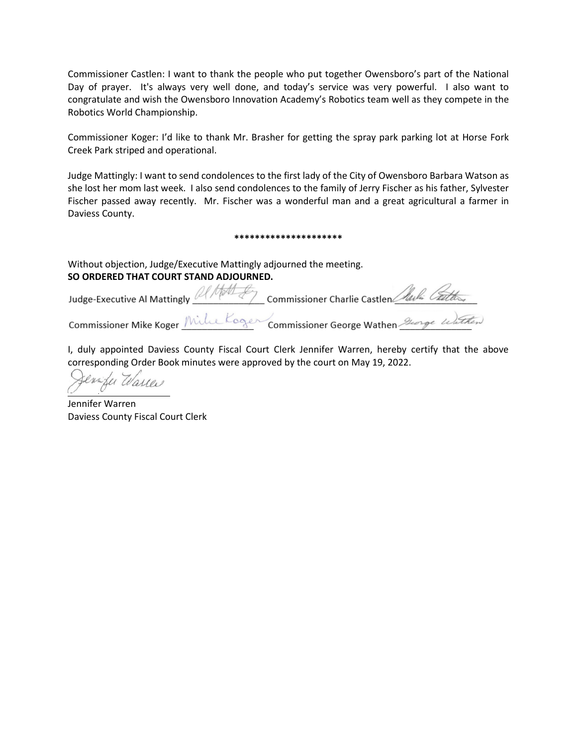Commissioner Castlen: I want to thank the people who put together Owensboro's part of the National Day of prayer. It's always very well done, and today's service was very powerful. I also want to congratulate and wish the Owensboro Innovation Academy's Robotics team well as they compete in the Robotics World Championship.

Commissioner Koger: I'd like to thank Mr. Brasher for getting the spray park parking lot at Horse Fork Creek Park striped and operational.

Judge Mattingly: I want to send condolences to the first lady of the City of Owensboro Barbara Watson as she lost her mom last week. I also send condolences to the family of Jerry Fischer as his father, Sylvester Fischer passed away recently. Mr. Fischer was a wonderful man and a great agricultural a farmer in Daviess County.

*********************

Without objection, Judge/Executive Mattingly adjourned the meeting.
**SO ORDERED THAT COURT STAND ADJOURNED.**

Judge-Executive Al Mattingly ______________ Commissioner Charlie Castlen ______________

Commissioner Mike Koger ______________ Commissioner George Wathen ______________

I, duly appointed Daviess County Fiscal Court Clerk Jennifer Warren, hereby certify that the above corresponding Order Book minutes were approved by the court on May 19, 2022.

______________

Jennifer Warren
Daviess County Fiscal Court Clerk